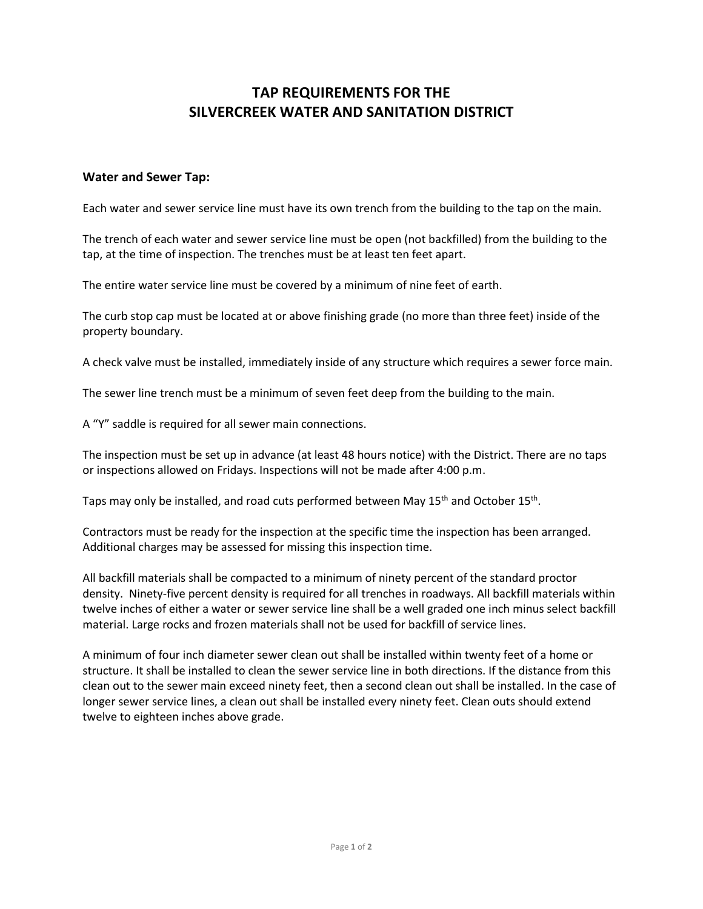# TAP REQUIREMENTS FOR THE SILVERCREEK WATER AND SANITATION DISTRICT

## Water and Sewer Tap:

Each water and sewer service line must have its own trench from the building to the tap on the main.

The trench of each water and sewer service line must be open (not backfilled) from the building to the tap, at the time of inspection. The trenches must be at least ten feet apart.

The entire water service line must be covered by a minimum of nine feet of earth.

The curb stop cap must be located at or above finishing grade (no more than three feet) inside of the property boundary.

A check valve must be installed, immediately inside of any structure which requires a sewer force main.

The sewer line trench must be a minimum of seven feet deep from the building to the main.

A "Y" saddle is required for all sewer main connections.

The inspection must be set up in advance (at least 48 hours notice) with the District. There are no taps or inspections allowed on Fridays. Inspections will not be made after 4:00 p.m.

Taps may only be installed, and road cuts performed between May 15th and October 15th.

Contractors must be ready for the inspection at the specific time the inspection has been arranged. Additional charges may be assessed for missing this inspection time.

All backfill materials shall be compacted to a minimum of ninety percent of the standard proctor density. Ninety-five percent density is required for all trenches in roadways. All backfill materials within twelve inches of either a water or sewer service line shall be a well graded one inch minus select backfill material. Large rocks and frozen materials shall not be used for backfill of service lines.

A minimum of four inch diameter sewer clean out shall be installed within twenty feet of a home or structure. It shall be installed to clean the sewer service line in both directions. If the distance from this clean out to the sewer main exceed ninety feet, then a second clean out shall be installed. In the case of longer sewer service lines, a clean out shall be installed every ninety feet. Clean outs should extend twelve to eighteen inches above grade.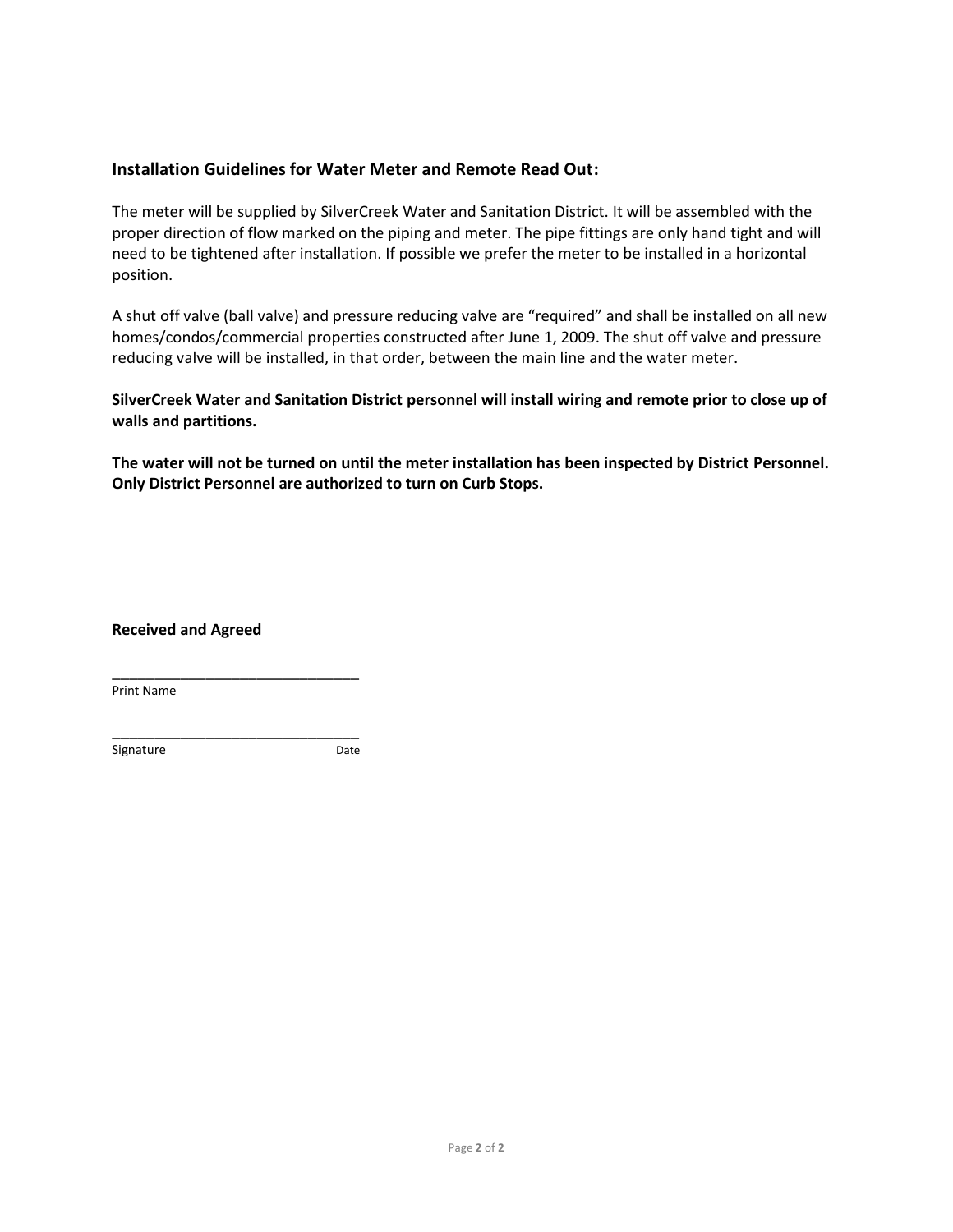### Installation Guidelines for Water Meter and Remote Read Out:

The meter will be supplied by SilverCreek Water and Sanitation District. It will be assembled with the proper direction of flow marked on the piping and meter. The pipe fittings are only hand tight and will need to be tightened after installation. If possible we prefer the meter to be installed in a horizontal position.

A shut off valve (ball valve) and pressure reducing valve are "required" and shall be installed on all new homes/condos/commercial properties constructed after June 1, 2009. The shut off valve and pressure reducing valve will be installed, in that order, between the main line and the water meter.

**SilverCreek Water and Sanitation District personnel will install wiring and remote prior to close up of walls and partitions.**

**The water will not be turned on until the meter installation has been inspected by District Personnel. Only District Personnel are authorized to turn on Curb Stops.**

**Received and Agreed**

________________________________
Print Name

________________________________
Signature                                        Date